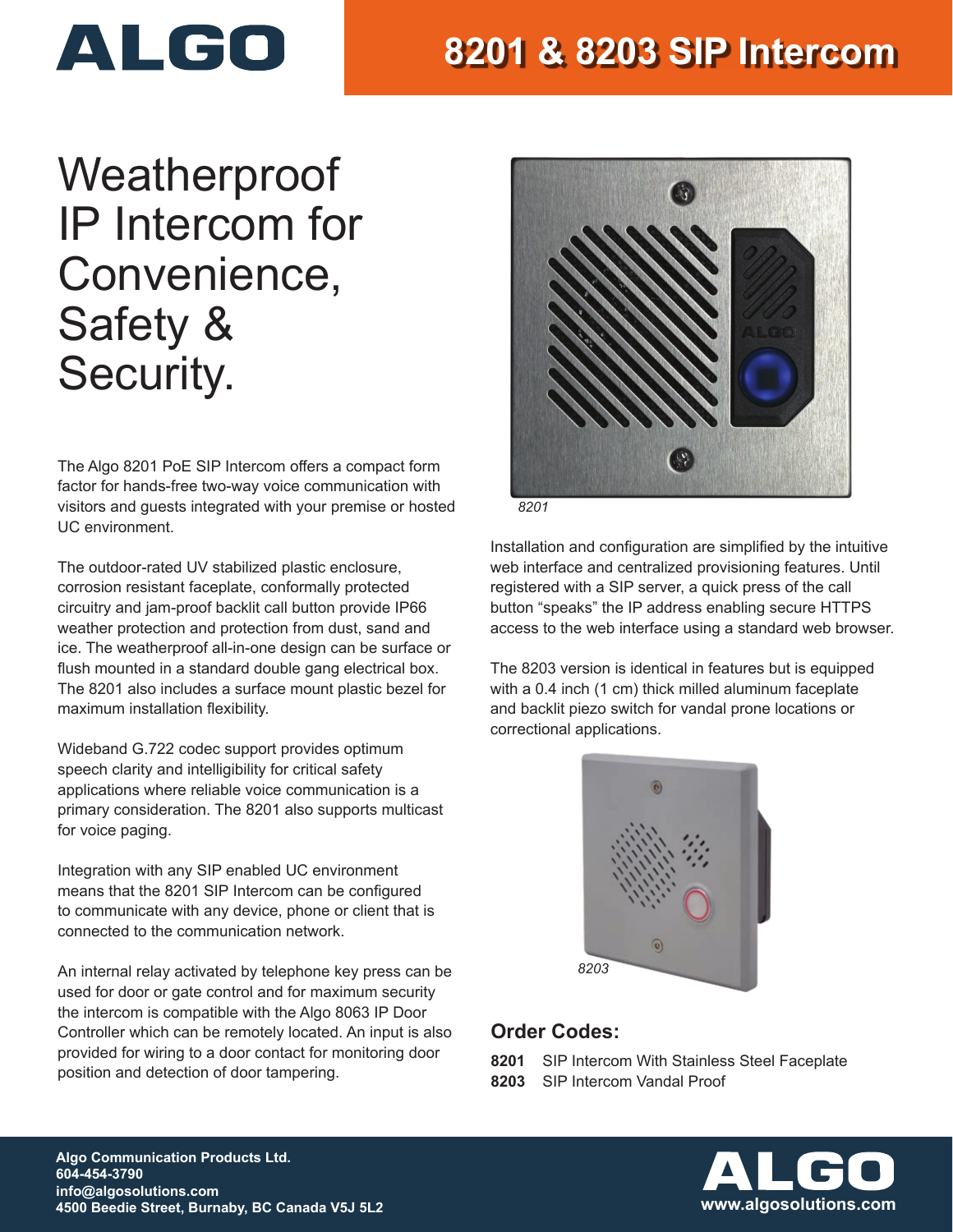# 8201 & 8203 SIP Intercom

## Weatherproof IP Intercom for Convenience, Safety & Security.

The Algo 8201 PoE SIP Intercom offers a compact form factor for hands-free two-way voice communication with visitors and guests integrated with your premise or hosted UC environment.

The outdoor-rated UV stabilized plastic enclosure, corrosion resistant faceplate, conformally protected circuitry and jam-proof backlit call button provide IP66 weather protection and protection from dust, sand and ice. The weatherproof all-in-one design can be surface or flush mounted in a standard double gang electrical box. The 8201 also includes a surface mount plastic bezel for maximum installation flexibility.

Wideband G.722 codec support provides optimum speech clarity and intelligibility for critical safety applications where reliable voice communication is a primary consideration. The 8201 also supports multicast for voice paging.

Integration with any SIP enabled UC environment means that the 8201 SIP Intercom can be configured to communicate with any device, phone or client that is connected to the communication network.

An internal relay activated by telephone key press can be used for door or gate control and for maximum security the intercom is compatible with the Algo 8063 IP Door Controller which can be remotely located. An input is also provided for wiring to a door contact for monitoring door position and detection of door tampering.

*8201*

Installation and configuration are simplified by the intuitive web interface and centralized provisioning features. Until registered with a SIP server, a quick press of the call button "speaks" the IP address enabling secure HTTPS access to the web interface using a standard web browser.

The 8203 version is identical in features but is equipped with a 0.4 inch (1 cm) thick milled aluminum faceplate and backlit piezo switch for vandal prone locations or correctional applications.

*8203*

### Order Codes:

**8201** SIP Intercom With Stainless Steel Faceplate
**8203** SIP Intercom Vandal Proof

**Algo Communication Products Ltd.**
**604-454-3790**
**info@algosolutions.com**
**4500 Beedie Street, Burnaby, BC Canada V5J 5L2**

**www.algosolutions.com**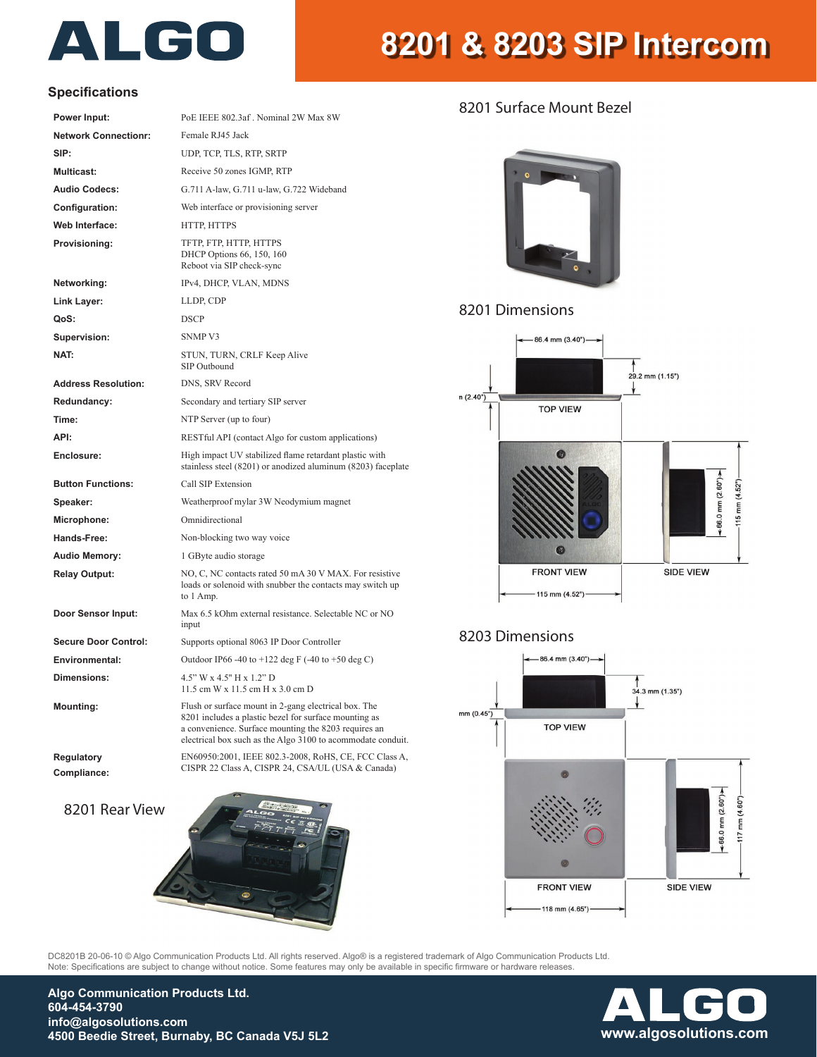# 8201 & 8203 SIP Intercom

## Specifications

| | |
|---|---|
| **Power Input:** | PoE IEEE 802.3af . Nominal 2W Max 8W |
| **Network Connectionr:** | Female RJ45 Jack |
| **SIP:** | UDP, TCP, TLS, RTP, SRTP |
| **Multicast:** | Receive 50 zones IGMP, RTP |
| **Audio Codecs:** | G.711 A-law, G.711 u-law, G.722 Wideband |
| **Configuration:** | Web interface or provisioning server |
| **Web Interface:** | HTTP, HTTPS |
| **Provisioning:** | TFTP, FTP, HTTP, HTTPS<br>DHCP Options 66, 150, 160<br>Reboot via SIP check-sync |
| **Networking:** | IPv4, DHCP, VLAN, MDNS |
| **Link Layer:** | LLDP, CDP |
| **QoS:** | DSCP |
| **Supervision:** | SNMP V3 |
| **NAT:** | STUN, TURN, CRLF Keep Alive<br>SIP Outbound |
| **Address Resolution:** | DNS, SRV Record |
| **Redundancy:** | Secondary and tertiary SIP server |
| **Time:** | NTP Server (up to four) |
| **API:** | RESTful API (contact Algo for custom applications) |
| **Enclosure:** | High impact UV stabilized flame retardant plastic with stainless steel (8201) or anodized aluminum (8203) faceplate |
| **Button Functions:** | Call SIP Extension |
| **Speaker:** | Weatherproof mylar 3W Neodymium magnet |
| **Microphone:** | Omnidirectional |
| **Hands-Free:** | Non-blocking two way voice |
| **Audio Memory:** | 1 GByte audio storage |
| **Relay Output:** | NO, C, NC contacts rated 50 mA 30 V MAX. For resistive loads or solenoid with snubber the contacts may switch up to 1 Amp. |
| **Door Sensor Input:** | Max 6.5 kOhm external resistance. Selectable NC or NO input |
| **Secure Door Control:** | Supports optional 8063 IP Door Controller |
| **Environmental:** | Outdoor IP66 -40 to +122 deg F (-40 to +50 deg C) |
| **Dimensions:** | 4.5" W x 4.5" H x 1.2" D<br>11.5 cm W x 11.5 cm H x 3.0 cm D |
| **Mounting:** | Flush or surface mount in 2-gang electrical box. The 8201 includes a plastic bezel for surface mounting as a convenience. Surface mounting the 8203 requires an electrical box such as the Algo 3100 to acommodate conduit. |
| **Regulatory Compliance:** | EN60950:2001, IEEE 802.3-2008, RoHS, CE, FCC Class A, CISPR 22 Class A, CISPR 24, CSA/UL (USA & Canada) |

### 8201 Rear View

### 8201 Surface Mount Bezel

### 8201 Dimensions

86.4 mm (3.40")
29.2 mm (1.15")
n (2.40")
TOP VIEW
66.0 mm (2.60")
115 mm (4.52")
FRONT VIEW
SIDE VIEW
115 mm (4.52")

### 8203 Dimensions

86.4 mm (3.40")
34.3 mm (1.35")
mm (0.45")
TOP VIEW
66.0 mm (2.60")
117 mm (4.60")
FRONT VIEW
SIDE VIEW
118 mm (4.65")

DC8201B 20-06-10 © Algo Communication Products Ltd. All rights reserved. Algo® is a registered trademark of Algo Communication Products Ltd.
Note: Specifications are subject to change without notice. Some features may only be available in specific firmware or hardware releases.

**Algo Communication Products Ltd.**
**604-454-3790**
**info@algosolutions.com**
**4500 Beedie Street, Burnaby, BC Canada V5J 5L2**

ALGO
www.algosolutions.com